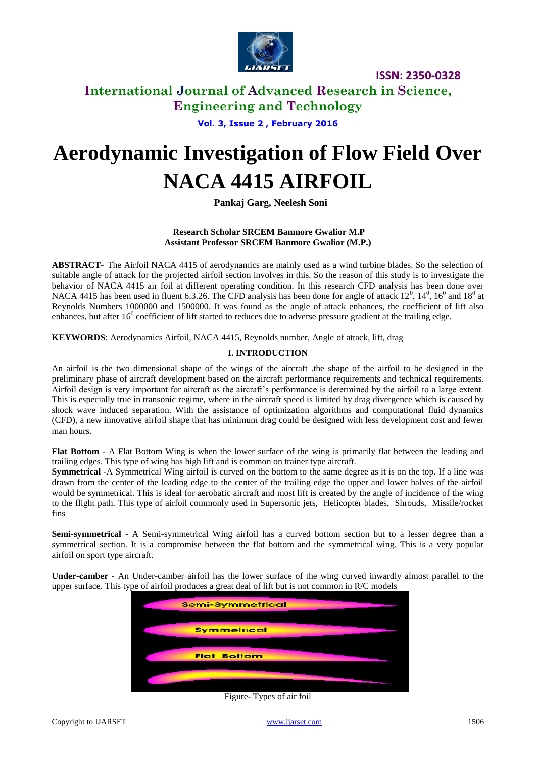# Aerodynamic Investigation of Flow Field Over NACA 4415 AIRFOIL

**Pankaj Garg, Neelesh Soni**

**Research Scholar SRCEM Banmore Gwalior M.P**
**Assistant Professor SRCEM Banmore Gwalior (M.P.)**

**ABSTRACT-** The Airfoil NACA 4415 of aerodynamics are mainly used as a wind turbine blades. So the selection of suitable angle of attack for the projected airfoil section involves in this. So the reason of this study is to investigate the behavior of NACA 4415 air foil at different operating condition. In this research CFD analysis has been done over NACA 4415 has been used in fluent 6.3.26. The CFD analysis has been done for angle of attack $12^0$, $14^0$, $16^0$ and $18^0$ at Reynolds Numbers 1000000 and 1500000. It was found as the angle of attack enhances, the coefficient of lift also enhances, but after $16^0$ coefficient of lift started to reduces due to adverse pressure gradient at the trailing edge.

**KEYWORDS**: Aerodynamics Airfoil, NACA 4415, Reynolds number, Angle of attack, lift, drag

## I. INTRODUCTION

An airfoil is the two dimensional shape of the wings of the aircraft .the shape of the airfoil to be designed in the preliminary phase of aircraft development based on the aircraft performance requirements and technical requirements. Airfoil design is very important for aircraft as the aircraft's performance is determined by the airfoil to a large extent. This is especially true in transonic regime, where in the aircraft speed is limited by drag divergence which is caused by shock wave induced separation. With the assistance of optimization algorithms and computational fluid dynamics (CFD), a new innovative airfoil shape that has minimum drag could be designed with less development cost and fewer man hours.

**Flat Bottom** - A Flat Bottom Wing is when the lower surface of the wing is primarily flat between the leading and trailing edges. This type of wing has high lift and is common on trainer type aircraft.

**Symmetrical** -A Symmetrical Wing airfoil is curved on the bottom to the same degree as it is on the top. If a line was drawn from the center of the leading edge to the center of the trailing edge the upper and lower halves of the airfoil would be symmetrical. This is ideal for aerobatic aircraft and most lift is created by the angle of incidence of the wing to the flight path. This type of airfoil commonly used in Supersonic jets, Helicopter blades, Shrouds, Missile/rocket fins

**Semi-symmetrical** - A Semi-symmetrical Wing airfoil has a curved bottom section but to a lesser degree than a symmetrical section. It is a compromise between the flat bottom and the symmetrical wing. This is a very popular airfoil on sport type aircraft.

**Under-camber** - An Under-camber airfoil has the lower surface of the wing curved inwardly almost parallel to the upper surface. This type of airfoil produces a great deal of lift but is not common in R/C models

Figure- Types of air foil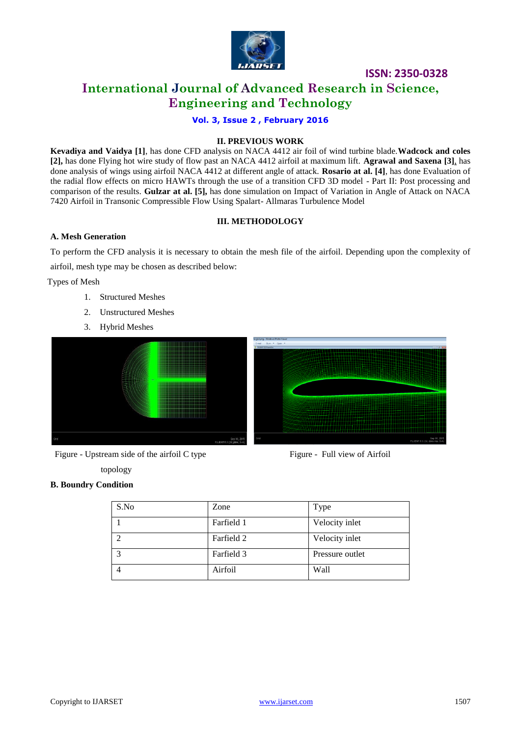## II. PREVIOUS WORK

**Kevadiya and Vaidya [1]**, has done CFD analysis on NACA 4412 air foil of wind turbine blade. **Wadcock and coles [2],** has done Flying hot wire study of flow past an NACA 4412 airfoil at maximum lift. **Agrawal and Saxena [3]**, has done analysis of wings using airfoil NACA 4412 at different angle of attack. **Rosario at al. [4]**, has done Evaluation of the radial flow effects on micro HAWTs through the use of a transition CFD 3D model - Part II: Post processing and comparison of the results. **Gulzar at al. [5],** has done simulation on Impact of Variation in Angle of Attack on NACA 7420 Airfoil in Transonic Compressible Flow Using Spalart- Allmaras Turbulence Model

## III. METHODOLOGY

### A. Mesh Generation

To perform the CFD analysis it is necessary to obtain the mesh file of the airfoil. Depending upon the complexity of airfoil, mesh type may be chosen as described below:

Types of Mesh

1. Structured Meshes
2. Unstructured Meshes
3. Hybrid Meshes

Figure - Upstream side of the airfoil C type topology

Figure - Full view of Airfoil

### B. Boundry Condition

| S.No | Zone | Type |
|---|---|---|
| 1 | Farfield 1 | Velocity inlet |
| 2 | Farfield 2 | Velocity inlet |
| 3 | Farfield 3 | Pressure outlet |
| 4 | Airfoil | Wall |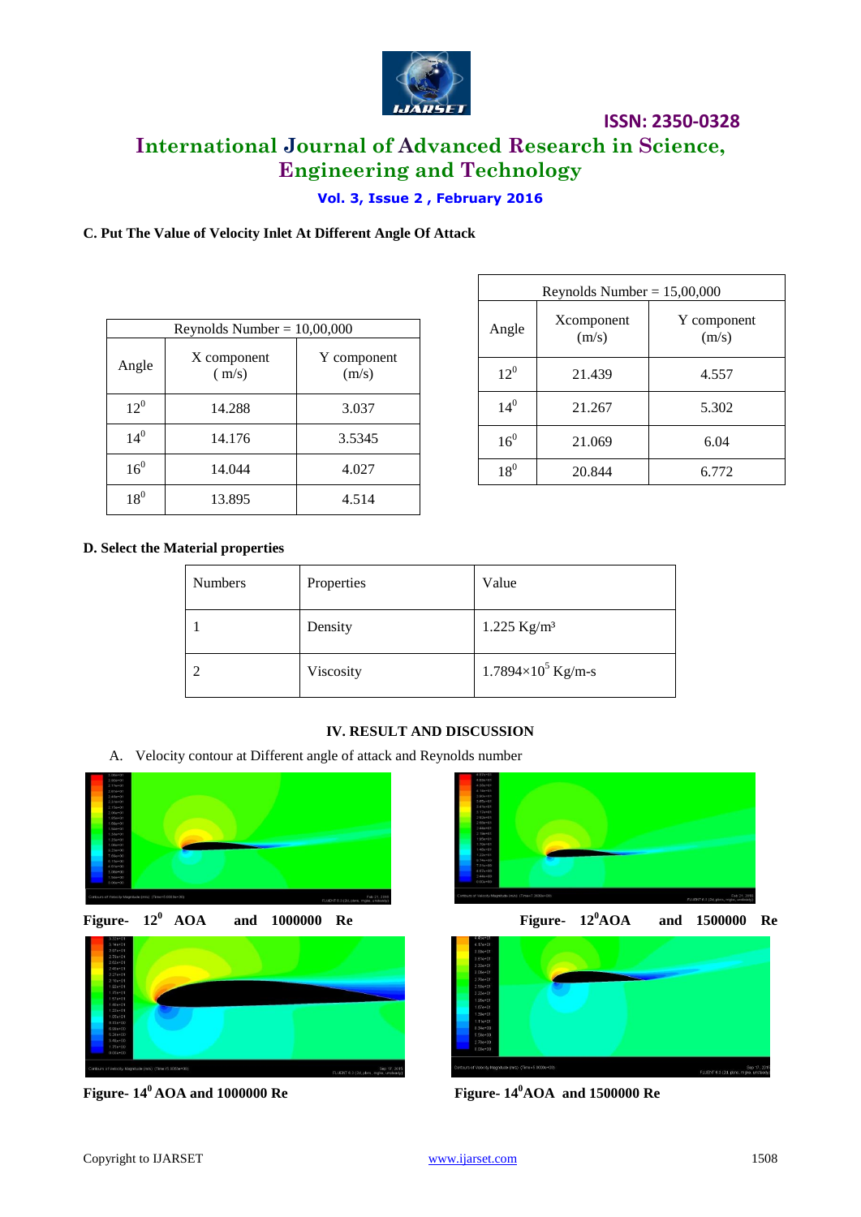### C. Put The Value of Velocity Inlet At Different Angle Of Attack

| Reynolds Number = 10,00,000 | | |
|---|---|---|
| Angle | X component ( m/s) | Y component (m/s) |
| $12^0$ | 14.288 | 3.037 |
| $14^0$ | 14.176 | 3.5345 |
| $16^0$ | 14.044 | 4.027 |
| $18^0$ | 13.895 | 4.514 |

| Reynolds Number = 15,00,000 | | |
|---|---|---|
| Angle | Xcomponent (m/s) | Y component (m/s) |
| $12^0$ | 21.439 | 4.557 |
| $14^0$ | 21.267 | 5.302 |
| $16^0$ | 21.069 | 6.04 |
| $18^0$ | 20.844 | 6.772 |

### D. Select the Material properties

| Numbers | Properties | Value |
|---|---|---|
| 1 | Density | 1.225 Kg/m³ |
| 2 | Viscosity | $1.7894\times10^5$ Kg/m-s |

## IV. RESULT AND DISCUSSION

A. Velocity contour at Different angle of attack and Reynolds number

**Figure- $12^0$ AOA and 1000000 Re**

**Figure- $12^0$AOA and 1500000 Re**

**Figure- $14^0$ AOA and 1000000 Re**

**Figure- $14^0$AOA and 1500000 Re**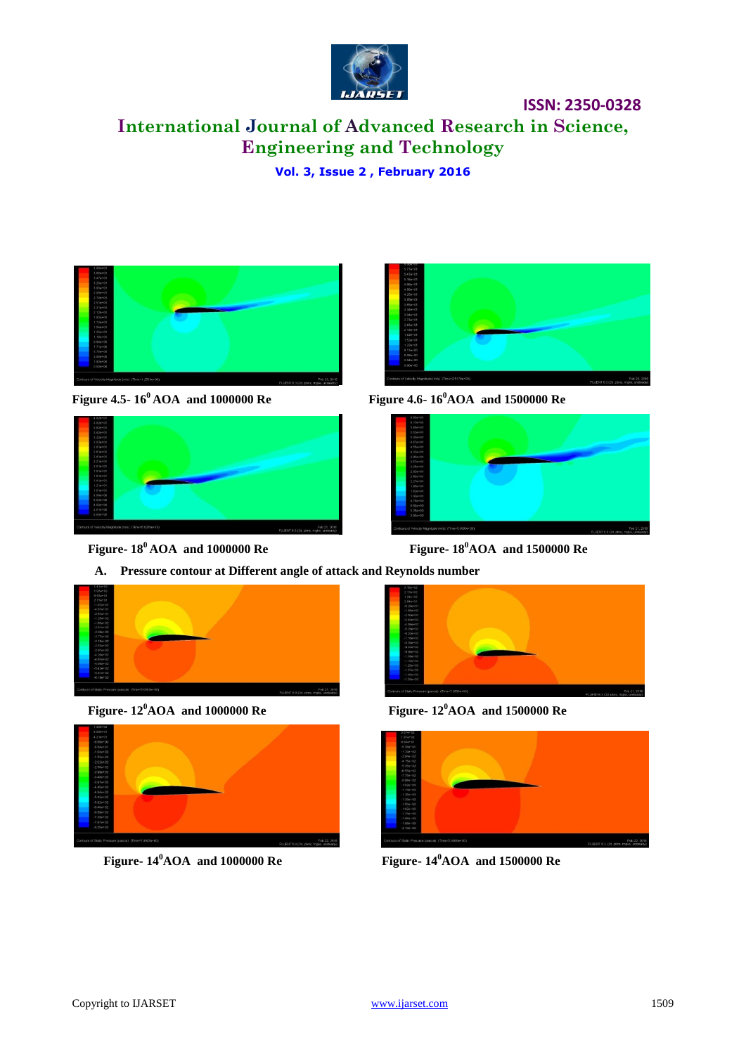Figure 4.5- $16^0$ AOA and 1000000 Re

Figure 4.6- $16^0$AOA and 1500000 Re

Figure- $18^0$ AOA and 1000000 Re

Figure- $18^0$AOA and 1500000 Re

**A. Pressure contour at Different angle of attack and Reynolds number**

Figure- $12^0$AOA and 1000000 Re

Figure- $12^0$AOA and 1500000 Re

Figure- $14^0$AOA and 1000000 Re

Figure- $14^0$AOA and 1500000 Re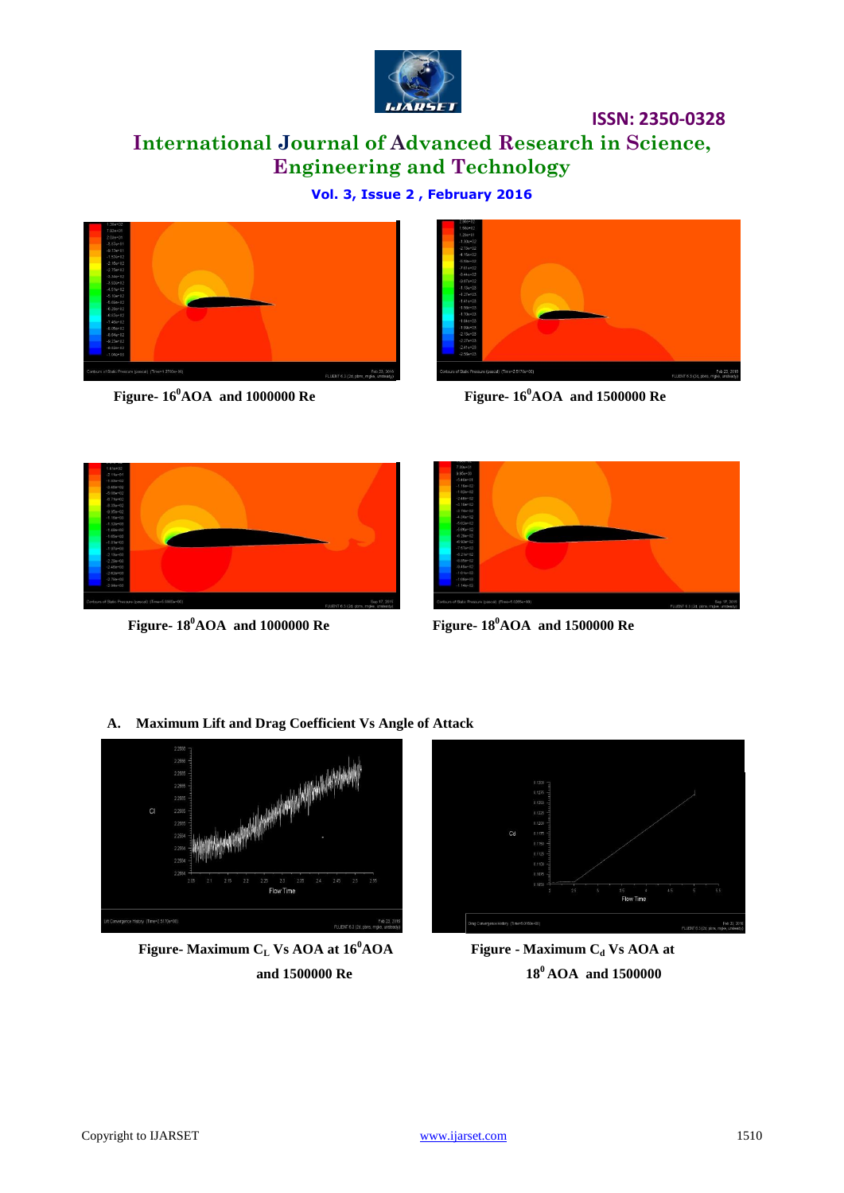Figure- $16^0$AOA and 1000000 Re

Figure- $16^0$AOA and 1500000 Re

Figure- $18^0$AOA and 1000000 Re

Figure- $18^0$AOA and 1500000 Re

A. **Maximum Lift and Drag Coefficient Vs Angle of Attack**

Figure- Maximum $C_L$ Vs AOA at $16^0$AOA and 1500000 Re

Figure - Maximum $C_d$ Vs AOA at $18^0$ AOA and 1500000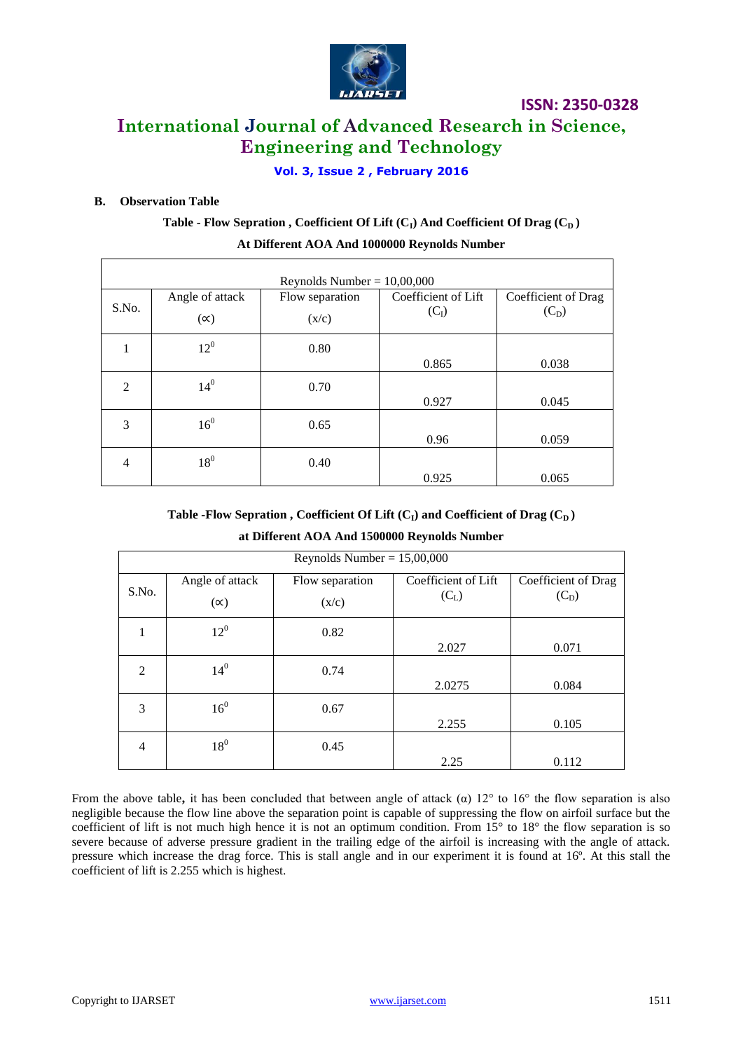**B. Observation Table**

**Table - Flow Sepration , Coefficient Of Lift ($C_l$) And Coefficient Of Drag ($C_D$) At Different AOA And 1000000 Reynolds Number**

| Reynolds Number = 10,00,000 | | | | |
|---|---|---|---|---|
| S.No. | Angle of attack (∝) | Flow separation (x/c) | Coefficient of Lift ($C_l$) | Coefficient of Drag ($C_D$) |
| 1 | $12^0$ | 0.80 | 0.865 | 0.038 |
| 2 | $14^0$ | 0.70 | 0.927 | 0.045 |
| 3 | $16^0$ | 0.65 | 0.96 | 0.059 |
| 4 | $18^0$ | 0.40 | 0.925 | 0.065 |

**Table -Flow Sepration , Coefficient Of Lift ($C_l$) and Coefficient of Drag ($C_D$) at Different AOA And 1500000 Reynolds Number**

| Reynolds Number = 15,00,000 | | | | |
|---|---|---|---|---|
| S.No. | Angle of attack (∝) | Flow separation (x/c) | Coefficient of Lift ($C_L$) | Coefficient of Drag ($C_D$) |
| 1 | $12^0$ | 0.82 | 2.027 | 0.071 |
| 2 | $14^0$ | 0.74 | 2.0275 | 0.084 |
| 3 | $16^0$ | 0.67 | 2.255 | 0.105 |
| 4 | $18^0$ | 0.45 | 2.25 | 0.112 |

From the above table**,** it has been concluded that between angle of attack (α) 12° to 16° the flow separation is also negligible because the flow line above the separation point is capable of suppressing the flow on airfoil surface but the coefficient of lift is not much high hence it is not an optimum condition. From 15° to 18° the flow separation is so severe because of adverse pressure gradient in the trailing edge of the airfoil is increasing with the angle of attack. pressure which increase the drag force. This is stall angle and in our experiment it is found at 16º. At this stall the coefficient of lift is 2.255 which is highest.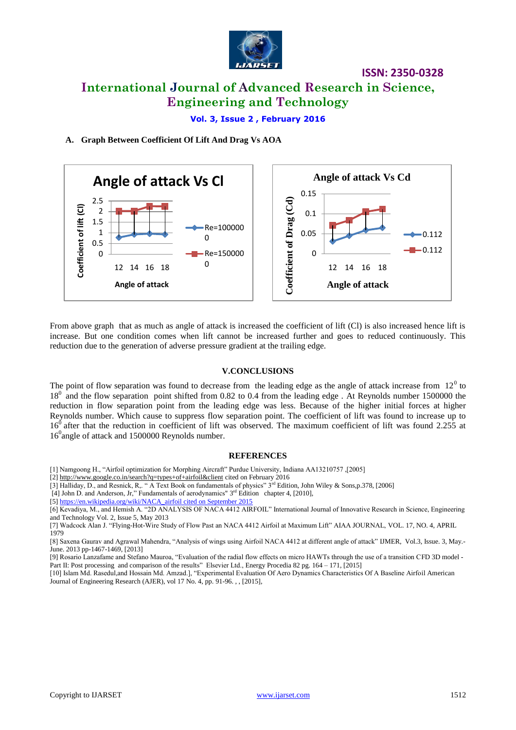### A. Graph Between Coefficient Of Lift And Drag Vs AOA

Angle of attack Vs Cl

2.5
2
1.5
1
0.5
0

12 14 16 18

Angle of attack

Coefficient of lift (Cl)

Re=100000 0

Re=150000 0

Angle of attack Vs Cd

0.15
0.1
0.05
0

12 14 16 18

Angle of attack

Coefficient of Drag (Cd)

0.112

0.112

From above graph that as much as angle of attack is increased the coefficient of lift (Cl) is also increased hence lift is increase. But one condition comes when lift cannot be increased further and goes to reduced continuously. This reduction due to the generation of adverse pressure gradient at the trailing edge.

## V.CONCLUSIONS

The point of flow separation was found to decrease from the leading edge as the angle of attack increase from $12^0$ to $18^0$ and the flow separation point shifted from 0.82 to 0.4 from the leading edge . At Reynolds number 1500000 the reduction in flow separation point from the leading edge was less. Because of the higher initial forces at higher Reynolds number. Which cause to suppress flow separation point. The coefficient of lift was found to increase up to $16^0$ after that the reduction in coefficient of lift was observed. The maximum coefficient of lift was found 2.255 at $16^0$angle of attack and 1500000 Reynolds number.

## REFERENCES

[1] Namgoong H., "Airfoil optimization for Morphing Aircraft" Purdue University, Indiana AA13210757 ,[2005]

[2] http://www.google.co.in/search?q=types+of+airfoil&client cited on February 2016

[3] Halliday, D., and Resnick, R,. " A Text Book on fundamentals of physics" 3rd Edition, John Wiley & Sons,p.378, [2006]

[4] John D. and Anderson, Jr," Fundamentals of aerodynamics" 3rd Edition chapter 4, [2010],

[5] https://en.wikipedia.org/wiki/NACA_airfoil cited on September 2015

[6] Kevadiya, M., and Hemish A. "2D ANALYSIS OF NACA 4412 AIRFOIL" International Journal of Innovative Research in Science, Engineering and Technology Vol. 2, Issue 5, May 2013

[7] Wadcock Alan J. "Flying-Hot-Wire Study of Flow Past an NACA 4412 Airfoil at Maximum Lift" AIAA JOURNAL, VOL. 17, NO. 4, APRIL 1979

[8] Saxena Gaurav and Agrawal Mahendra, "Analysis of wings using Airfoil NACA 4412 at different angle of attack" IJMER, Vol.3, Issue. 3, May.-June. 2013 pp-1467-1469, [2013]

[9] Rosario Lanzafame and Stefano Mauroa, "Evaluation of the radial flow effects on micro HAWTs through the use of a transition CFD 3D model - Part II: Post processing and comparison of the results" Elsevier Ltd., Energy Procedia 82 pg. 164 – 171, [2015]

[10] Islam Md. Rasedul,and Hossain Md. Amzad.], "Experimental Evaluation Of Aero Dynamics Characteristics Of A Baseline Airfoil American Journal of Engineering Research (AJER), vol 17 No. 4, pp. 91-96. , , [2015],